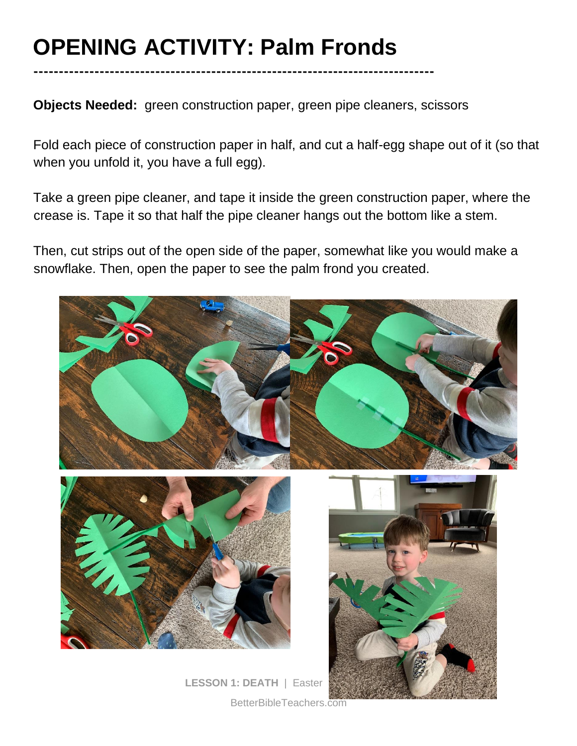# OPENING ACTIVITY: Palm Fronds

---

**Objects Needed:** green construction paper, green pipe cleaners, scissors

Fold each piece of construction paper in half, and cut a half-egg shape out of it (so that when you unfold it, you have a full egg).

Take a green pipe cleaner, and tape it inside the green construction paper, where the crease is. Tape it so that half the pipe cleaner hangs out the bottom like a stem.

Then, cut strips out of the open side of the paper, somewhat like you would make a snowflake. Then, open the paper to see the palm frond you created.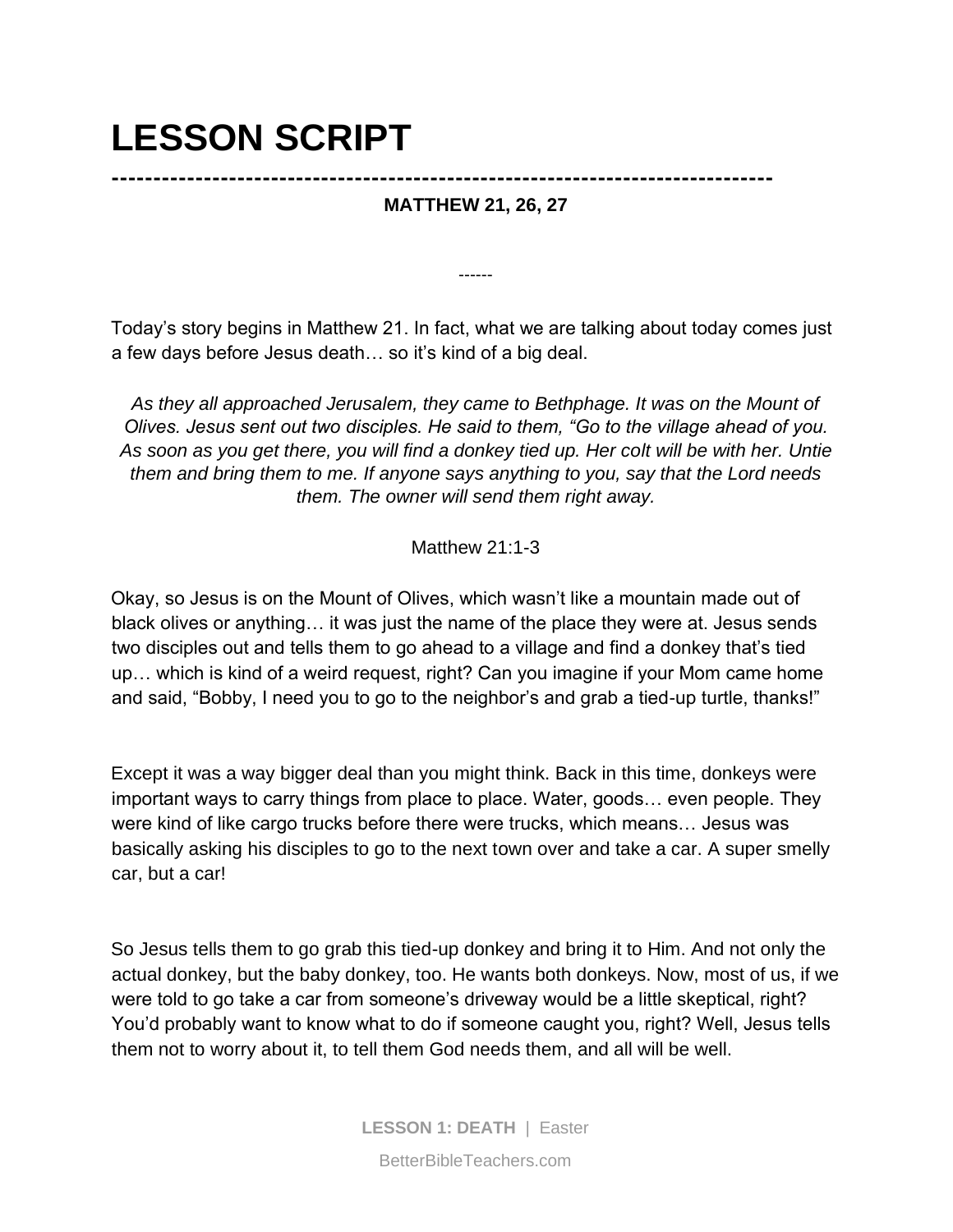# LESSON SCRIPT

---

**MATTHEW 21, 26, 27**

------

Today's story begins in Matthew 21. In fact, what we are talking about today comes just a few days before Jesus death… so it's kind of a big deal.

> *As they all approached Jerusalem, they came to Bethphage. It was on the Mount of Olives. Jesus sent out two disciples. He said to them, "Go to the village ahead of you. As soon as you get there, you will find a donkey tied up. Her colt will be with her. Untie them and bring them to me. If anyone says anything to you, say that the Lord needs them. The owner will send them right away.*
>
> Matthew 21:1-3

Okay, so Jesus is on the Mount of Olives, which wasn't like a mountain made out of black olives or anything… it was just the name of the place they were at. Jesus sends two disciples out and tells them to go ahead to a village and find a donkey that's tied up… which is kind of a weird request, right? Can you imagine if your Mom came home and said, "Bobby, I need you to go to the neighbor's and grab a tied-up turtle, thanks!"

Except it was a way bigger deal than you might think. Back in this time, donkeys were important ways to carry things from place to place. Water, goods… even people. They were kind of like cargo trucks before there were trucks, which means… Jesus was basically asking his disciples to go to the next town over and take a car. A super smelly car, but a car!

So Jesus tells them to go grab this tied-up donkey and bring it to Him. And not only the actual donkey, but the baby donkey, too. He wants both donkeys. Now, most of us, if we were told to go take a car from someone's driveway would be a little skeptical, right? You'd probably want to know what to do if someone caught you, right? Well, Jesus tells them not to worry about it, to tell them God needs them, and all will be well.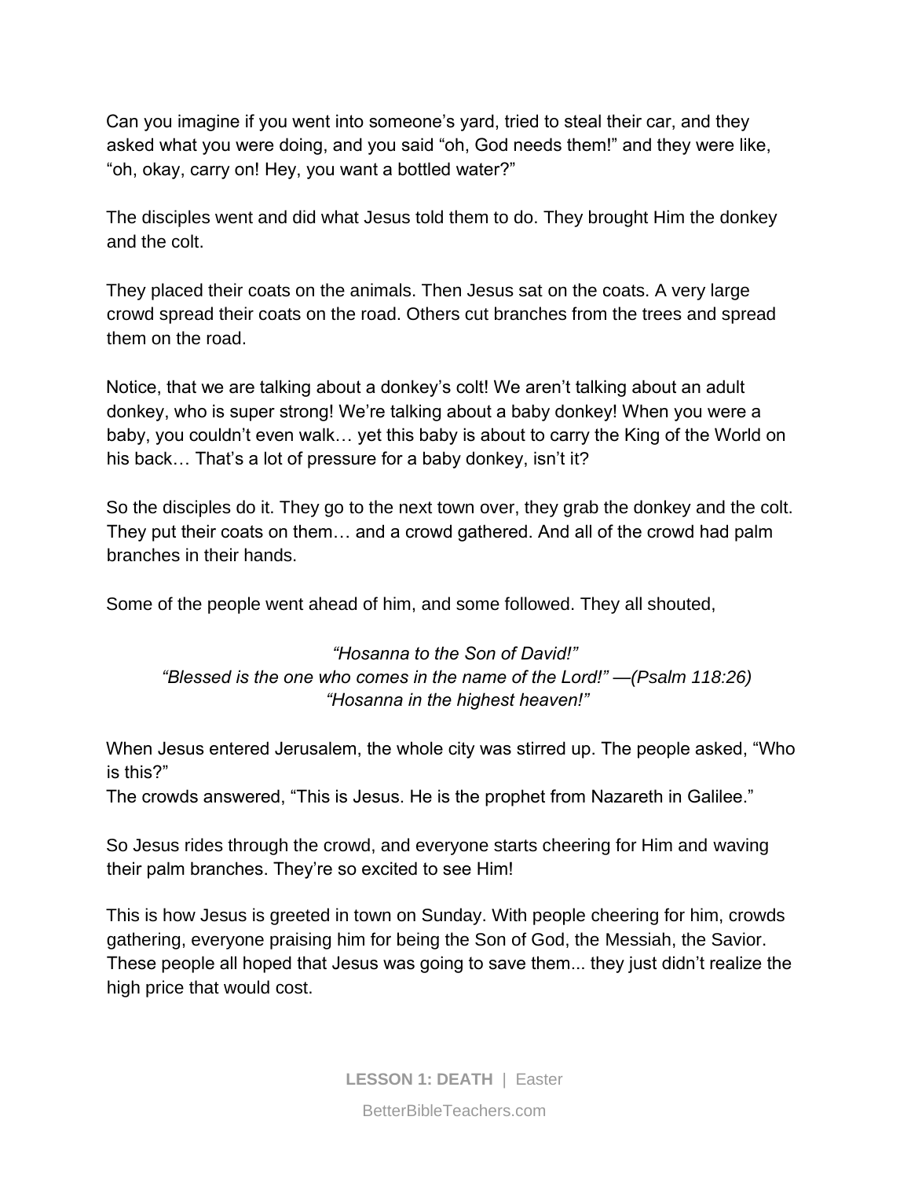Can you imagine if you went into someone's yard, tried to steal their car, and they asked what you were doing, and you said "oh, God needs them!" and they were like, "oh, okay, carry on! Hey, you want a bottled water?"

The disciples went and did what Jesus told them to do. They brought Him the donkey and the colt.

They placed their coats on the animals. Then Jesus sat on the coats. A very large crowd spread their coats on the road. Others cut branches from the trees and spread them on the road.

Notice, that we are talking about a donkey's colt! We aren't talking about an adult donkey, who is super strong! We're talking about a baby donkey! When you were a baby, you couldn't even walk… yet this baby is about to carry the King of the World on his back… That's a lot of pressure for a baby donkey, isn't it?

So the disciples do it. They go to the next town over, they grab the donkey and the colt. They put their coats on them… and a crowd gathered. And all of the crowd had palm branches in their hands.

Some of the people went ahead of him, and some followed. They all shouted,

*"Hosanna to the Son of David!"*
*"Blessed is the one who comes in the name of the Lord!" —(Psalm 118:26)*
*"Hosanna in the highest heaven!"*

When Jesus entered Jerusalem, the whole city was stirred up. The people asked, "Who is this?"
The crowds answered, "This is Jesus. He is the prophet from Nazareth in Galilee."

So Jesus rides through the crowd, and everyone starts cheering for Him and waving their palm branches. They're so excited to see Him!

This is how Jesus is greeted in town on Sunday. With people cheering for him, crowds gathering, everyone praising him for being the Son of God, the Messiah, the Savior. These people all hoped that Jesus was going to save them... they just didn't realize the high price that would cost.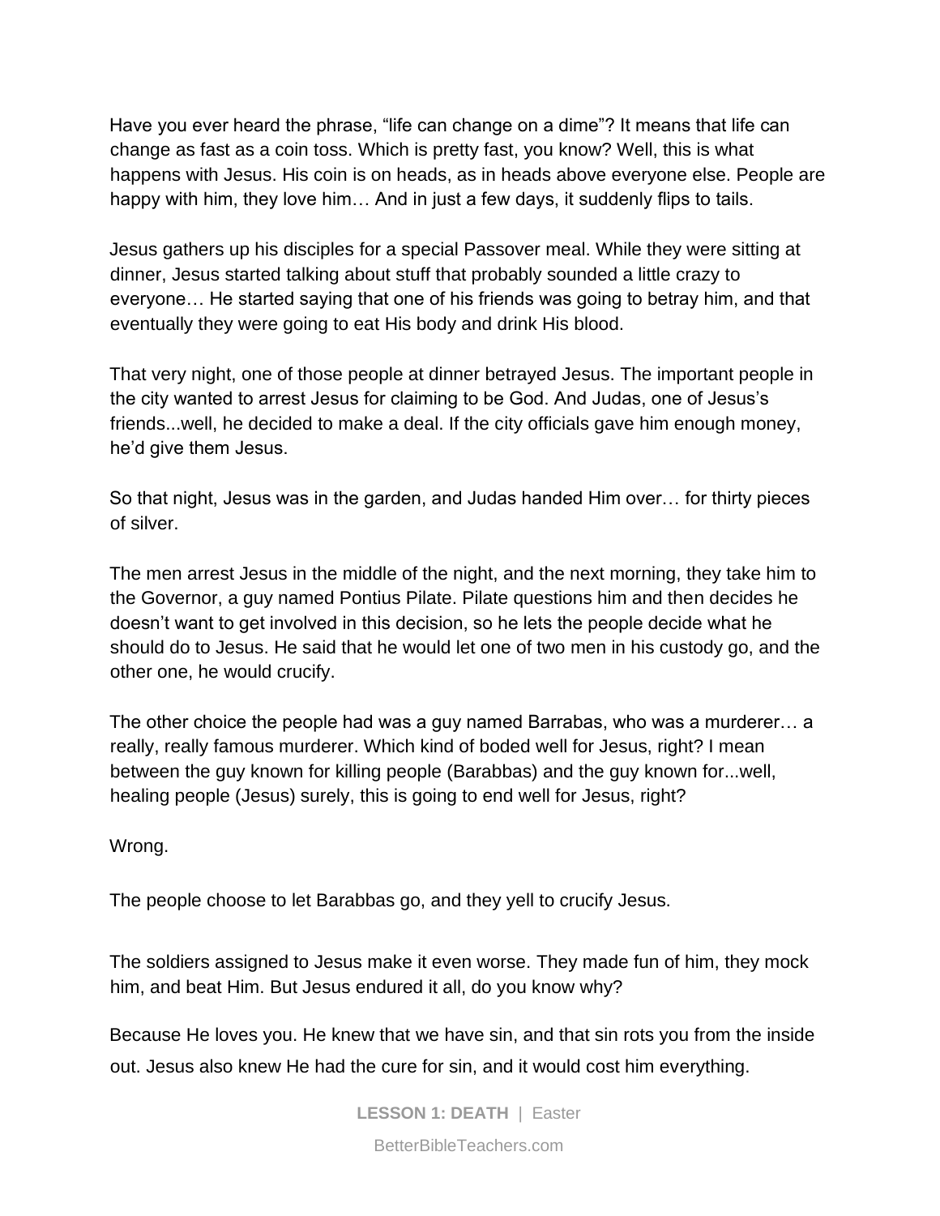Have you ever heard the phrase, "life can change on a dime"? It means that life can change as fast as a coin toss. Which is pretty fast, you know? Well, this is what happens with Jesus. His coin is on heads, as in heads above everyone else. People are happy with him, they love him… And in just a few days, it suddenly flips to tails.

Jesus gathers up his disciples for a special Passover meal. While they were sitting at dinner, Jesus started talking about stuff that probably sounded a little crazy to everyone… He started saying that one of his friends was going to betray him, and that eventually they were going to eat His body and drink His blood.

That very night, one of those people at dinner betrayed Jesus. The important people in the city wanted to arrest Jesus for claiming to be God. And Judas, one of Jesus's friends...well, he decided to make a deal. If the city officials gave him enough money, he'd give them Jesus.

So that night, Jesus was in the garden, and Judas handed Him over… for thirty pieces of silver.

The men arrest Jesus in the middle of the night, and the next morning, they take him to the Governor, a guy named Pontius Pilate. Pilate questions him and then decides he doesn't want to get involved in this decision, so he lets the people decide what he should do to Jesus. He said that he would let one of two men in his custody go, and the other one, he would crucify.

The other choice the people had was a guy named Barrabas, who was a murderer… a really, really famous murderer. Which kind of boded well for Jesus, right? I mean between the guy known for killing people (Barabbas) and the guy known for...well, healing people (Jesus) surely, this is going to end well for Jesus, right?

Wrong.

The people choose to let Barabbas go, and they yell to crucify Jesus.

The soldiers assigned to Jesus make it even worse. They made fun of him, they mock him, and beat Him. But Jesus endured it all, do you know why?

Because He loves you. He knew that we have sin, and that sin rots you from the inside out. Jesus also knew He had the cure for sin, and it would cost him everything.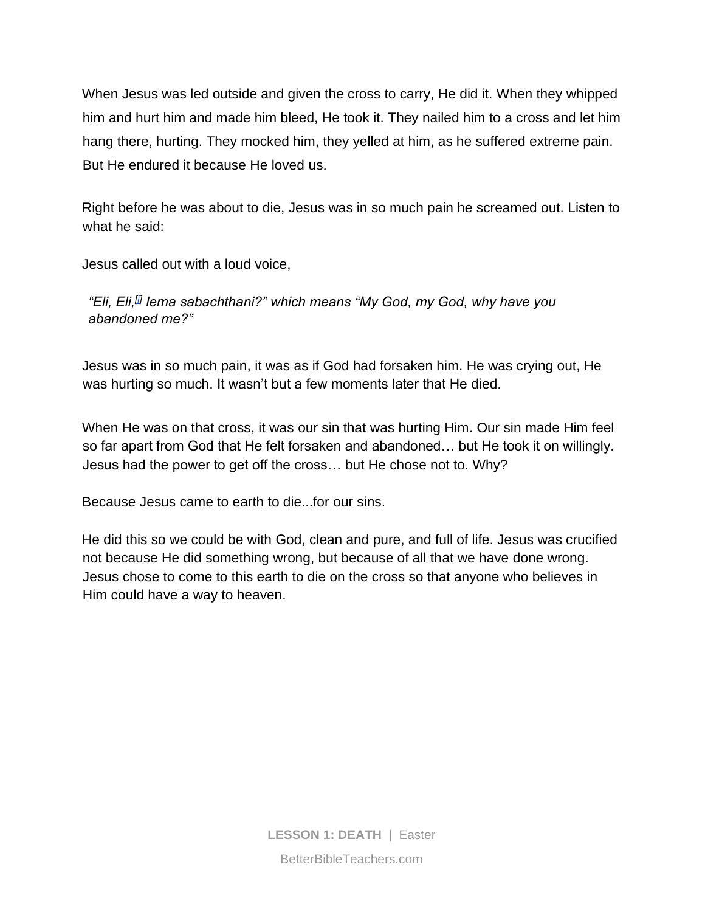When Jesus was led outside and given the cross to carry, He did it. When they whipped him and hurt him and made him bleed, He took it. They nailed him to a cross and let him hang there, hurting. They mocked him, they yelled at him, as he suffered extreme pain. But He endured it because He loved us.

Right before he was about to die, Jesus was in so much pain he screamed out. Listen to what he said:

Jesus called out with a loud voice,

> *"Eli, Eli,[i] lema sabachthani?" which means "My God, my God, why have you abandoned me?"*

Jesus was in so much pain, it was as if God had forsaken him. He was crying out, He was hurting so much. It wasn't but a few moments later that He died.

When He was on that cross, it was our sin that was hurting Him. Our sin made Him feel so far apart from God that He felt forsaken and abandoned… but He took it on willingly. Jesus had the power to get off the cross… but He chose not to. Why?

Because Jesus came to earth to die...for our sins.

He did this so we could be with God, clean and pure, and full of life. Jesus was crucified not because He did something wrong, but because of all that we have done wrong. Jesus chose to come to this earth to die on the cross so that anyone who believes in Him could have a way to heaven.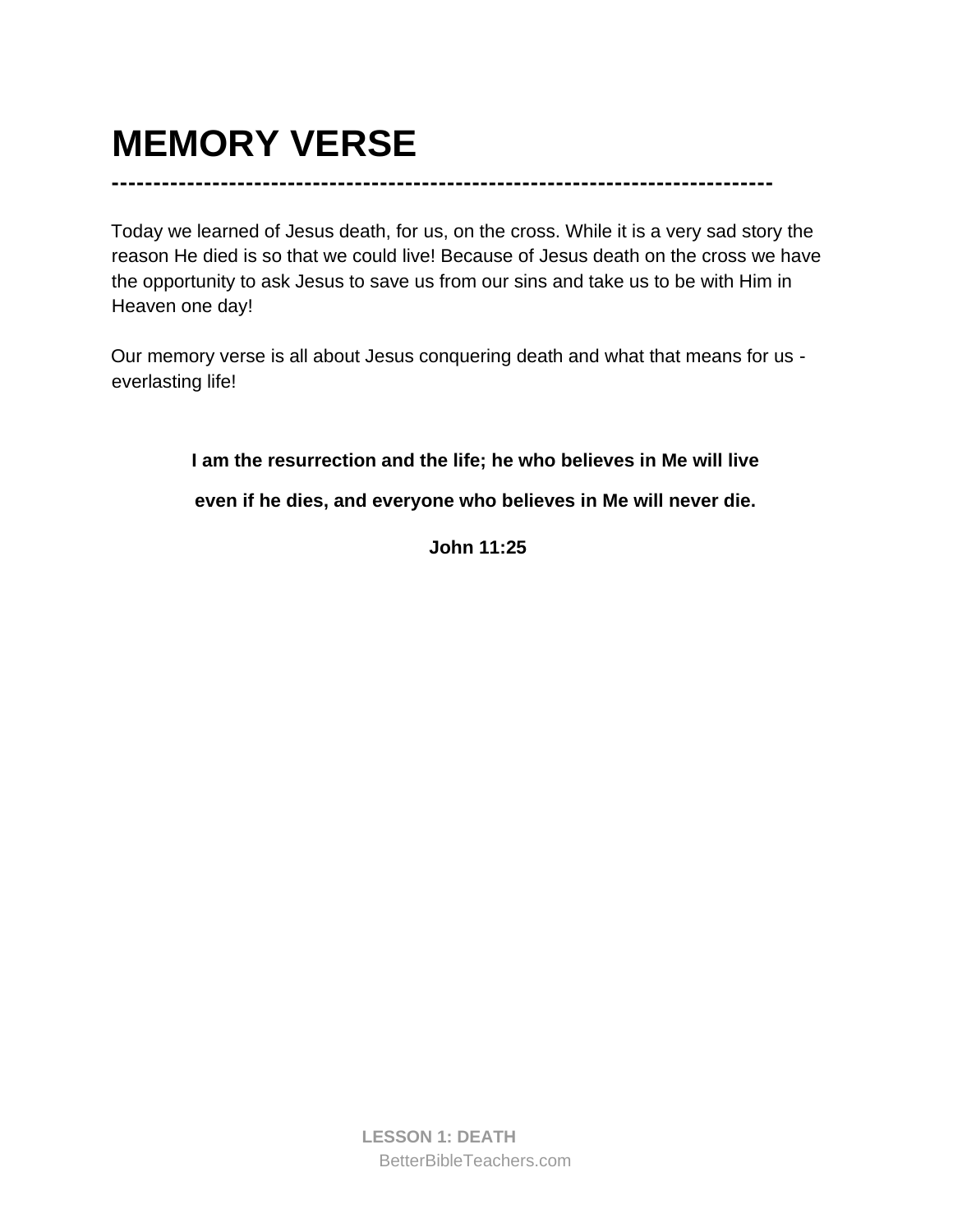# MEMORY VERSE

---

Today we learned of Jesus death, for us, on the cross. While it is a very sad story the reason He died is so that we could live! Because of Jesus death on the cross we have the opportunity to ask Jesus to save us from our sins and take us to be with Him in Heaven one day!

Our memory verse is all about Jesus conquering death and what that means for us - everlasting life!

**I am the resurrection and the life; he who believes in Me will live**

**even if he dies, and everyone who believes in Me will never die.**

**John 11:25**